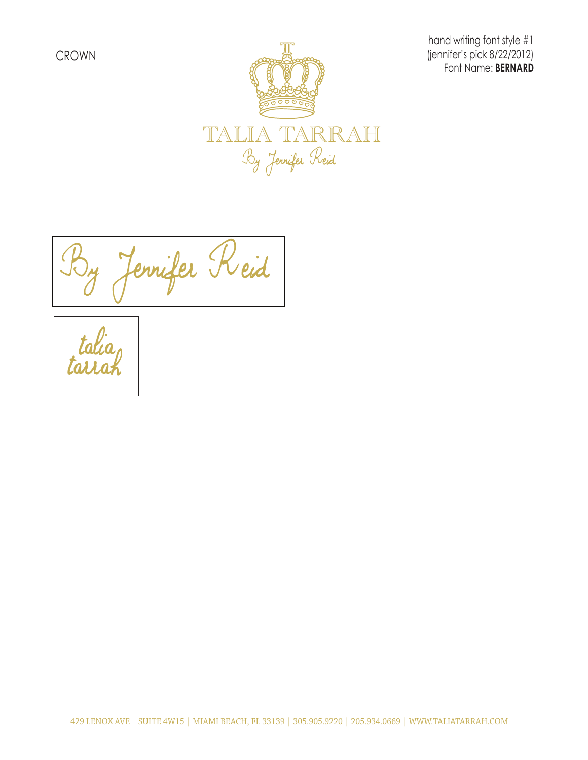CROWN

hand writing font style #1
(jennifer's pick 8/22/2012)
Font Name: **BERNARD**

TALIA TARRAH
By Jennifer Reid

By Jennifer Reid

talia
tarrah

429 LENOX AVE | SUITE 4W15 | MIAMI BEACH, FL 33139 | 305.905.9220 | 205.934.0669 | WWW.TALIATARRAH.COM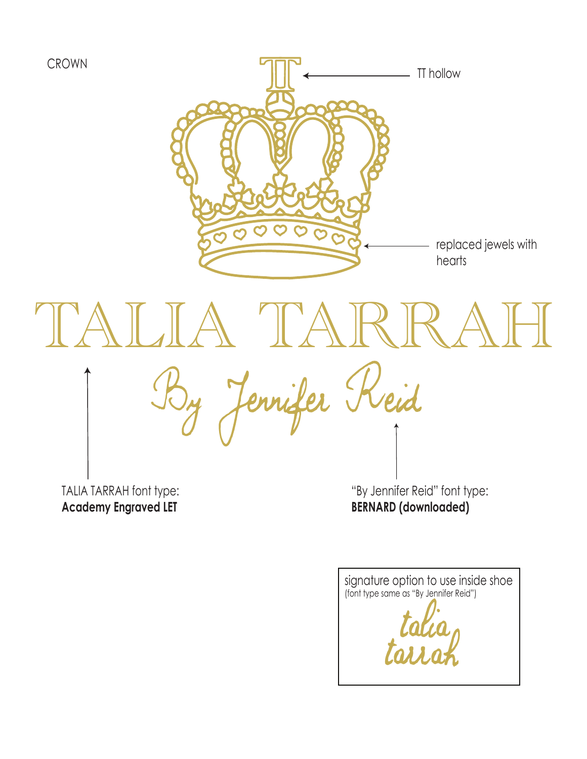CROWN

TT hollow

replaced jewels with hearts

TALIA TARRAH

By Jennifer Reid

TALIA TARRAH font type:
**Academy Engraved LET**

"By Jennifer Reid" font type:
**BERNARD (downloaded)**

signature option to use inside shoe
(font type same as "By Jennifer Reid")

talia
tarrah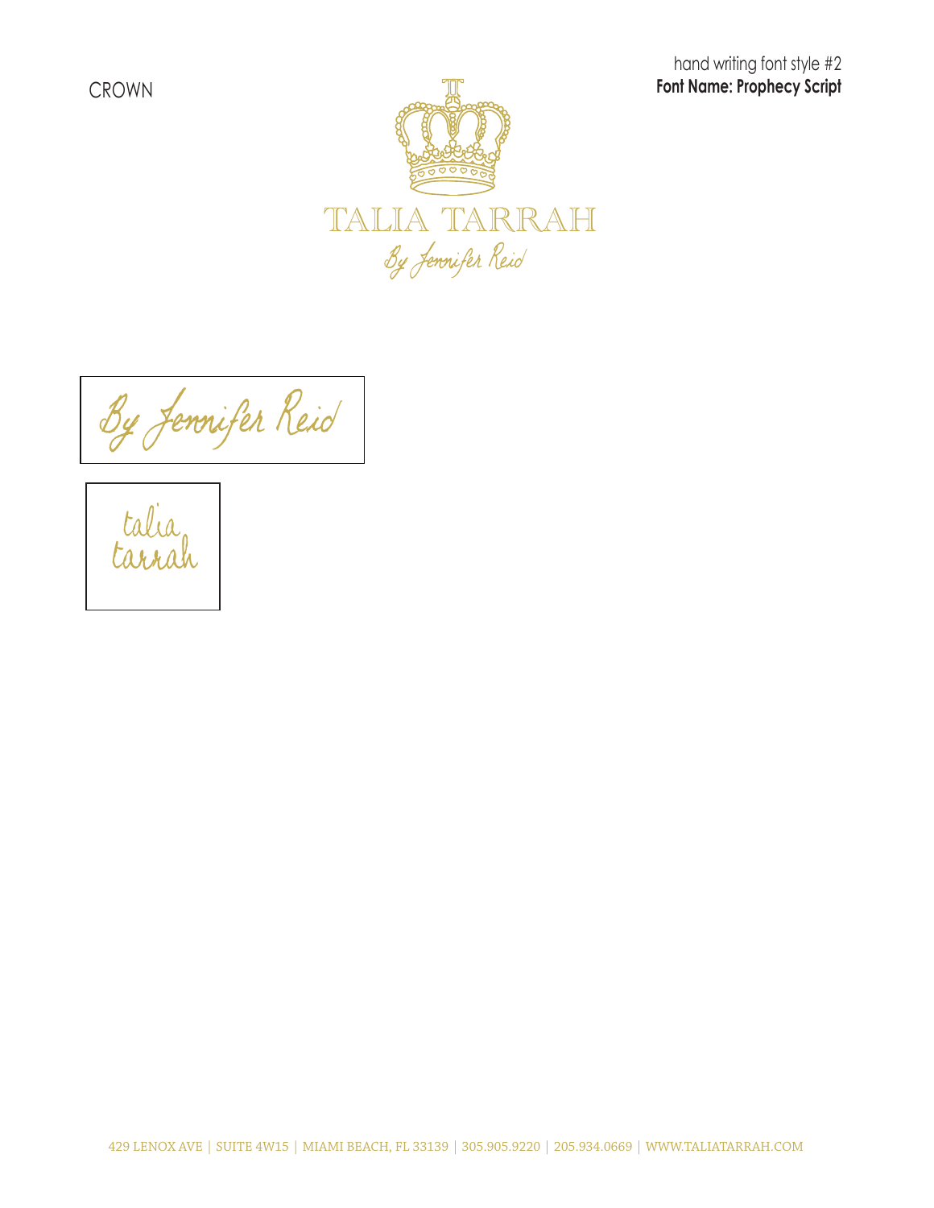CROWN

hand writing font style #2
**Font Name: Prophecy Script**

TALIA TARRAH
By Jennifer Reid

By Jennifer Reid

talia
tarrah

429 LENOX AVE | SUITE 4W15 | MIAMI BEACH, FL 33139 | 305.905.9220 | 205.934.0669 | WWW.TALIATARRAH.COM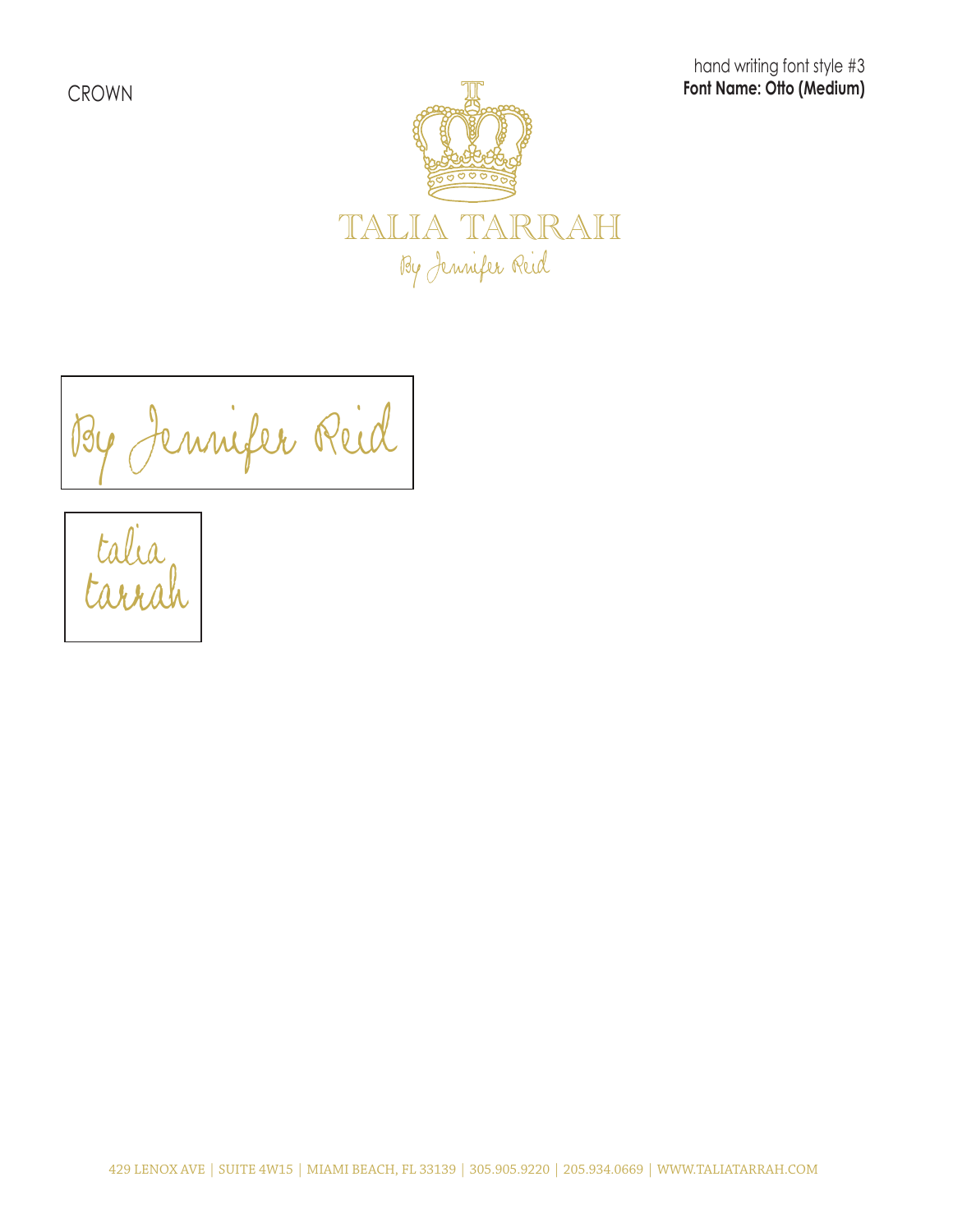CROWN

hand writing font style #3
**Font Name: Otto (Medium)**

TALIA TARRAH
By Jennifer Reid

By Jennifer Reid

talia
tarrah

429 LENOX AVE | SUITE 4W15 | MIAMI BEACH, FL 33139 | 305.905.9220 | 205.934.0669 | WWW.TALIATARRAH.COM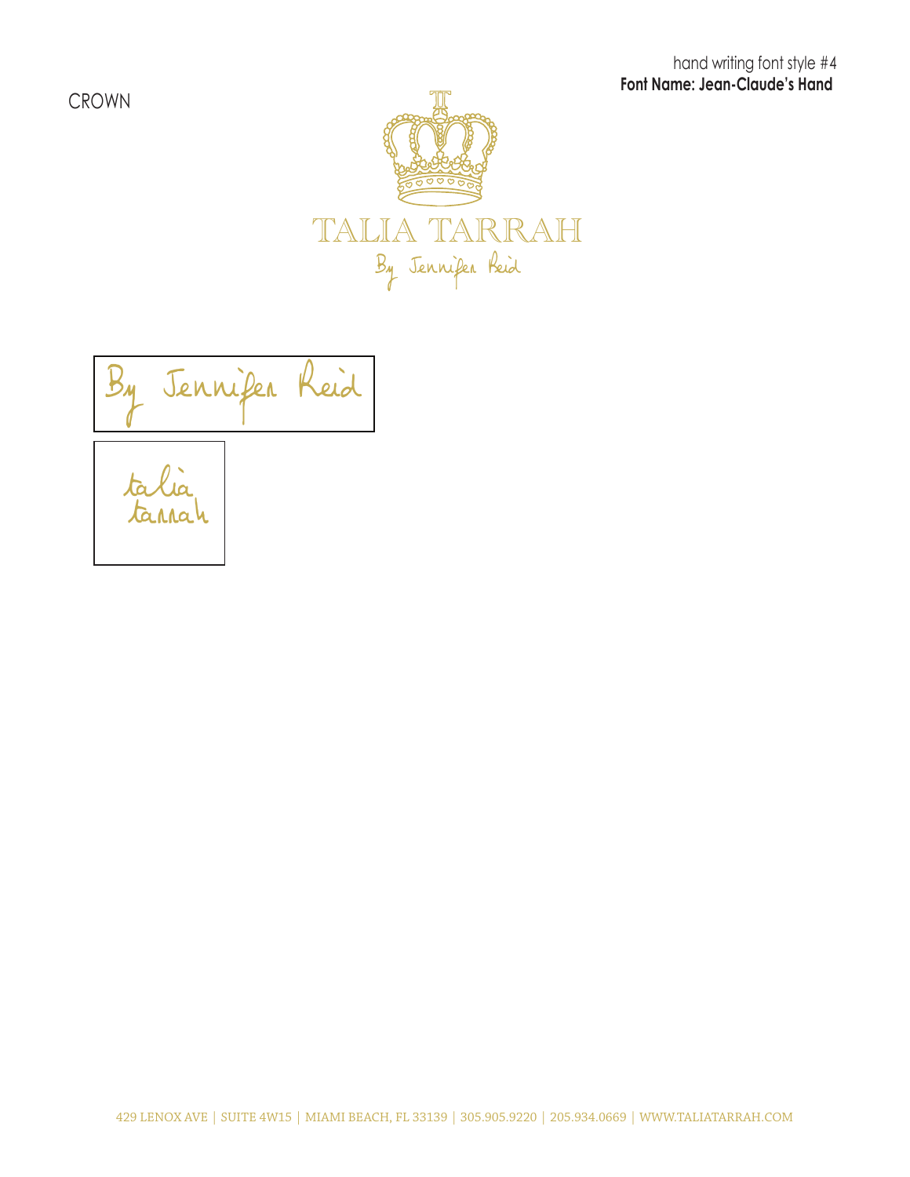hand writing font style #4
**Font Name: Jean-Claude's Hand**

CROWN

TALIA TARRAH
By Jennifer Reid

By Jennifer Reid

talia
tarrah

429 LENOX AVE | SUITE 4W15 | MIAMI BEACH, FL 33139 | 305.905.9220 | 205.934.0669 | WWW.TALIATARRAH.COM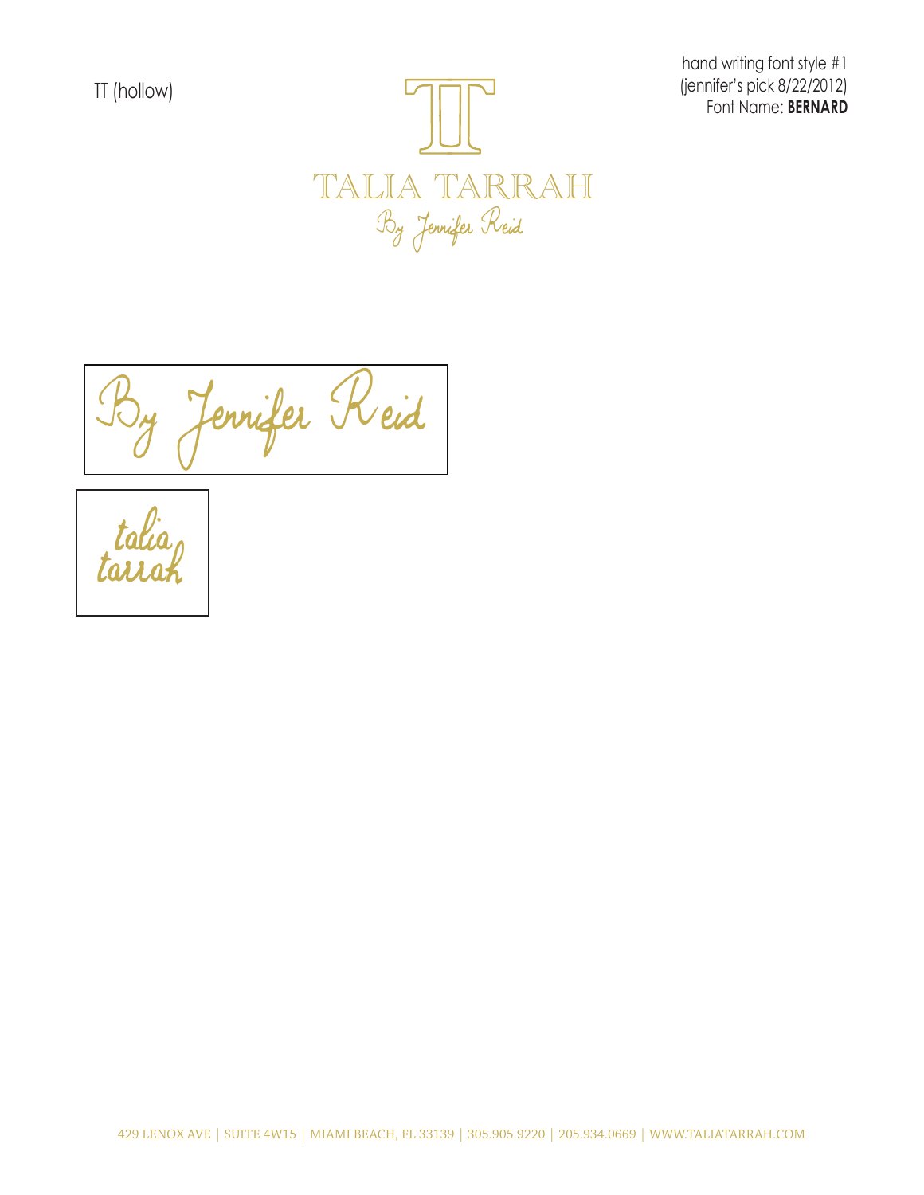TT (hollow)

hand writing font style #1
(jennifer's pick 8/22/2012)
Font Name: **BERNARD**

TT

TALIA TARRAH

By Jennifer Reid

By Jennifer Reid

talia
tarrah

429 LENOX AVE | SUITE 4W15 | MIAMI BEACH, FL 33139 | 305.905.9220 | 205.934.0669 | WWW.TALIATARRAH.COM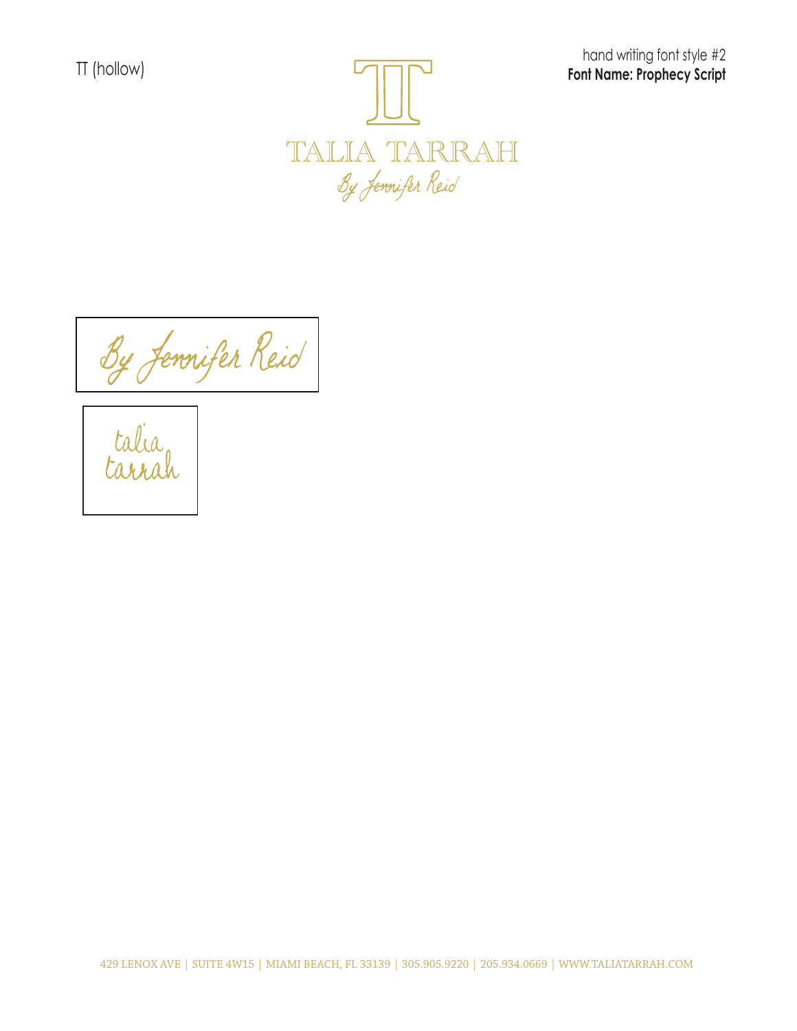TT (hollow)

hand writing font style #2
**Font Name: Prophecy Script**

TALIA TARRAH
By Jennifer Reid

By Jennifer Reid

talia
tarrah

429 LENOX AVE | SUITE 4W15 | MIAMI BEACH, FL 33139 | 305.905.9220 | 205.934.0669 | WWW.TALIATARRAH.COM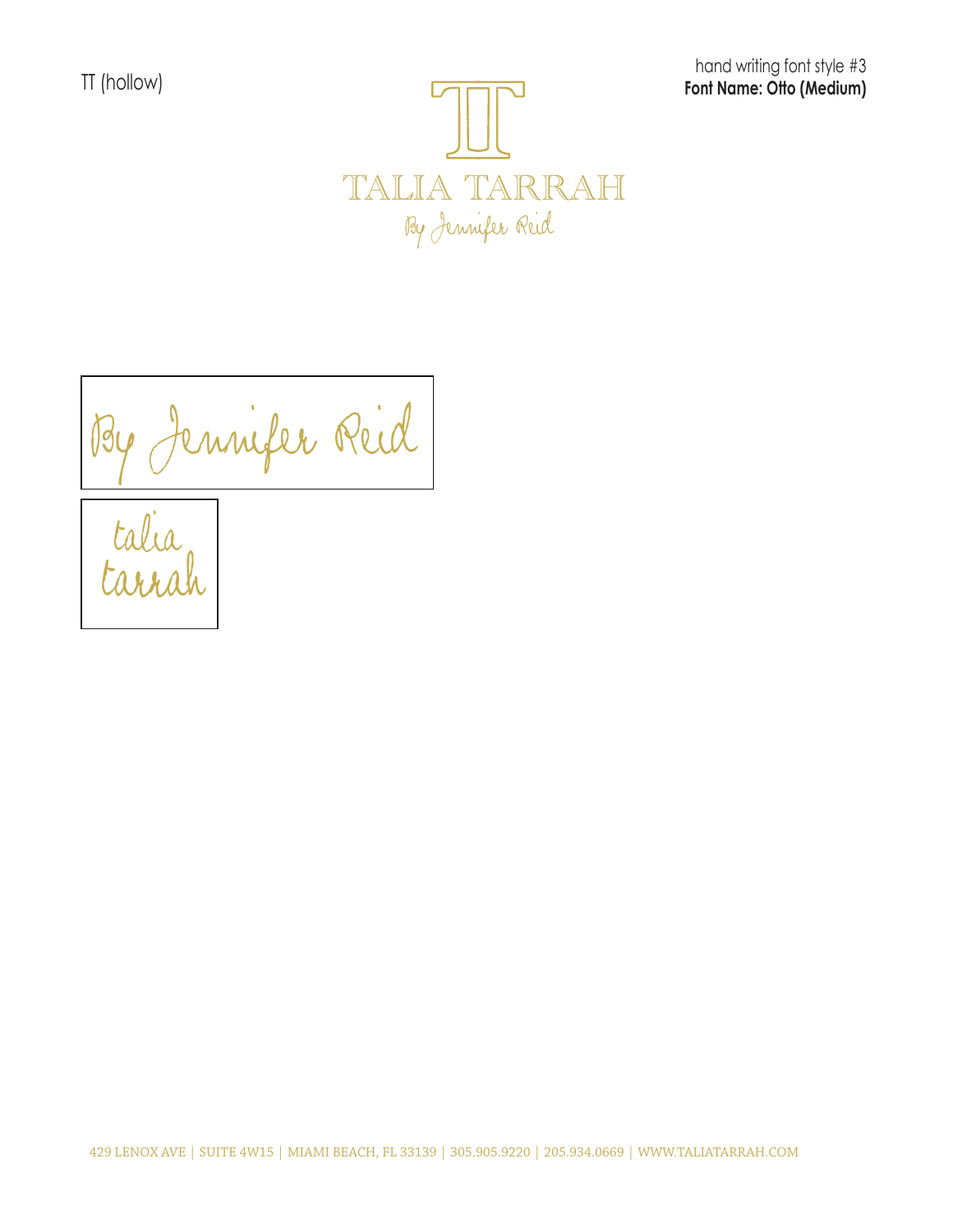TT (hollow)

hand writing font style #3
**Font Name: Otto (Medium)**

TALIA TARRAH
By Jennifer Reid

By Jennifer Reid

talia
tarrah

429 LENOX AVE | SUITE 4W15 | MIAMI BEACH, FL 33139 | 305.905.9220 | 205.934.0669 | WWW.TALIATARRAH.COM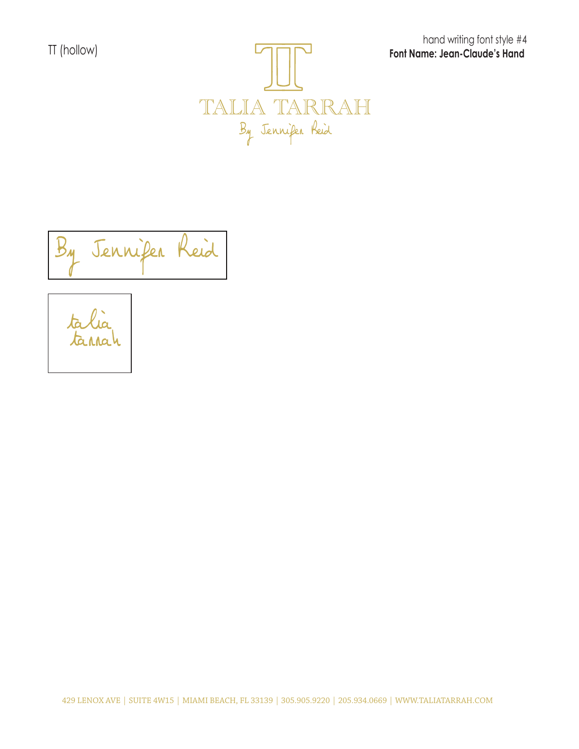TT (hollow)

hand writing font style #4
**Font Name: Jean-Claude's Hand**

TALIA TARRAH
By Jennifer Reid

By Jennifer Reid

talia
tarrah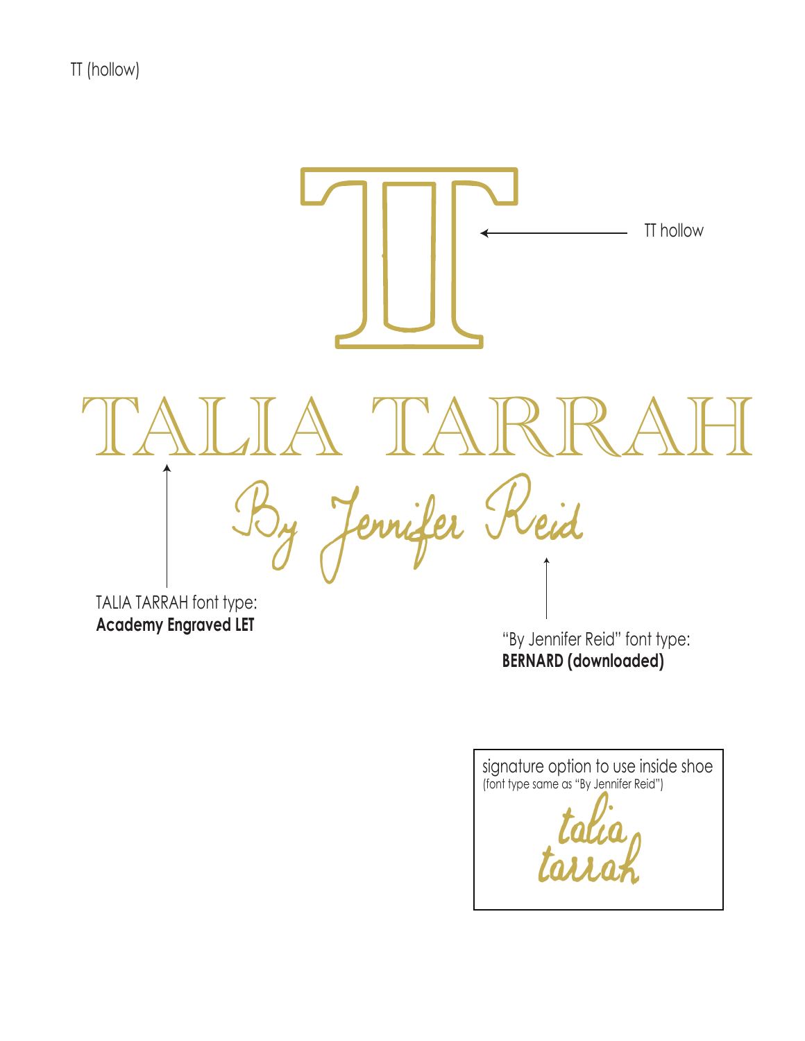TT (hollow)

TT

TT hollow

TALIA TARRAH

By Jennifer Reid

TALIA TARRAH font type:
**Academy Engraved LET**

"By Jennifer Reid" font type:
**BERNARD (downloaded)**

signature option to use inside shoe
(font type same as "By Jennifer Reid")

talia
tarrah